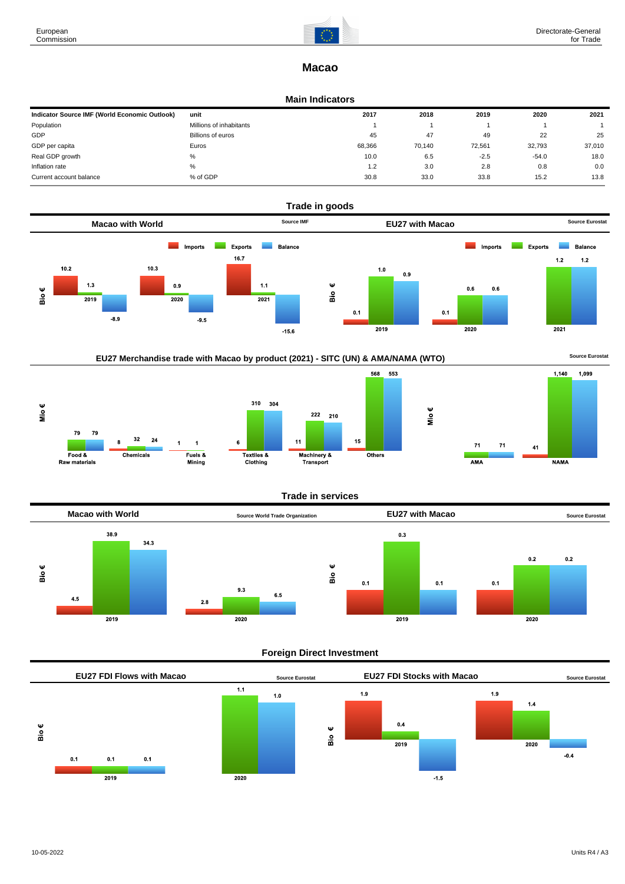# Macao

## Main Indicators

| Indicator Source IMF (World Economic Outlook) | unit | 2017 | 2018 | 2019 | 2020 | 2021 |
|---|---|---|---|---|---|---|
| Population | Millions of inhabitants | 1 | 1 | 1 | 1 | 1 |
| GDP | Billions of euros | 45 | 47 | 49 | 22 | 25 |
| GDP per capita | Euros | 68,366 | 70,140 | 72,561 | 32,793 | 37,010 |
| Real GDP growth | % | 10.0 | 6.5 | -2.5 | -54.0 | 18.0 |
| Inflation rate | % | 1.2 | 3.0 | 2.8 | 0.8 | 0.0 |
| Current account balance | % of GDP | 30.8 | 33.0 | 33.8 | 15.2 | 13.8 |

## Trade in goods

### Macao with World

Source IMF

Bio €

| | Imports | Exports | Balance |
|---|---|---|---|
| 2019 | 10.2 | 1.3 | -8.9 |
| 2020 | 10.3 | 0.9 | -9.5 |
| 2021 | 16.7 | 1.1 | -15.6 |

### EU27 with Macao

Source Eurostat

Bio €

| | Imports | Exports | Balance |
|---|---|---|---|
| 2019 | 0.1 | 1.0 | 0.9 |
| 2020 | 0.1 | 0.6 | 0.6 |
| 2021 | | 1.2 | 1.2 |

### EU27 Merchandise trade with Macao by product (2021) - SITC (UN) & AMA/NAMA (WTO)

Source Eurostat

Mio €

| | Imports | Exports | Balance |
|---|---|---|---|
| Food & Raw materials | | 79 | 79 |
| Chemicals | 8 | 32 | 24 |
| Fuels & Mining | | 1 | 1 |
| Textiles & Clothing | 6 | 310 | 304 |
| Machinery & Transport | 11 | 222 | 210 |
| Others | 15 | 568 | 553 |

Mio €

| | Imports | Exports | Balance |
|---|---|---|---|
| AMA | | 71 | 71 |
| NAMA | 41 | 1,140 | 1,099 |

## Trade in services

### Macao with World

Source World Trade Organization

Bio €

| | Imports | Exports | Balance |
|---|---|---|---|
| 2019 | 4.5 | 38.9 | 34.3 |
| 2020 | 2.8 | 9.3 | 6.5 |

### EU27 with Macao

Source Eurostat

Bio €

| | Imports | Exports | Balance |
|---|---|---|---|
| 2019 | 0.1 | 0.3 | 0.1 |
| 2020 | 0.1 | 0.2 | 0.2 |

## Foreign Direct Investment

### EU27 FDI Flows with Macao

Source Eurostat

Bio €

| | Inward | Outward | Net |
|---|---|---|---|
| 2019 | 0.1 | 0.1 | 0.1 |
| 2020 | | 1.1 | 1.0 |

### EU27 FDI Stocks with Macao

Source Eurostat

Bio €

| | Inward | Outward | Net |
|---|---|---|---|
| 2019 | 1.9 | 0.4 | -1.5 |
| 2020 | 1.9 | 1.4 | -0.4 |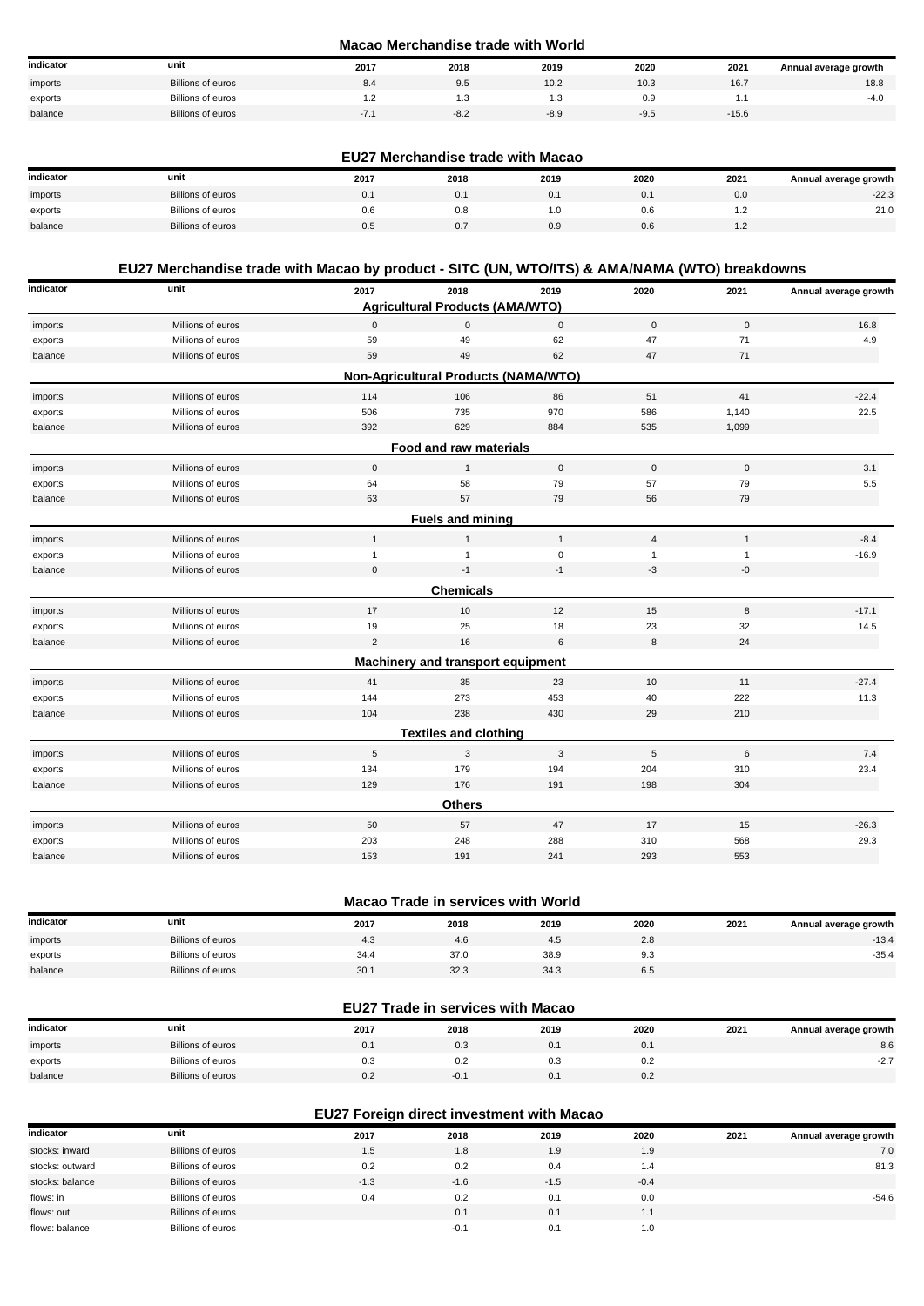## Macao Merchandise trade with World

| indicator | unit | 2017 | 2018 | 2019 | 2020 | 2021 | Annual average growth |
|---|---|---|---|---|---|---|---|
| imports | Billions of euros | 8.4 | 9.5 | 10.2 | 10.3 | 16.7 | 18.8 |
| exports | Billions of euros | 1.2 | 1.3 | 1.3 | 0.9 | 1.1 | -4.0 |
| balance | Billions of euros | -7.1 | -8.2 | -8.9 | -9.5 | -15.6 | |

## EU27 Merchandise trade with Macao

| indicator | unit | 2017 | 2018 | 2019 | 2020 | 2021 | Annual average growth |
|---|---|---|---|---|---|---|---|
| imports | Billions of euros | 0.1 | 0.1 | 0.1 | 0.1 | 0.0 | -22.3 |
| exports | Billions of euros | 0.6 | 0.8 | 1.0 | 0.6 | 1.2 | 21.0 |
| balance | Billions of euros | 0.5 | 0.7 | 0.9 | 0.6 | 1.2 | |

## EU27 Merchandise trade with Macao by product - SITC (UN, WTO/ITS) & AMA/NAMA (WTO) breakdowns

| indicator | unit | 2017 | 2018 | 2019 | 2020 | 2021 | Annual average growth |
|---|---|---|---|---|---|---|---|
| | | | **Agricultural Products (AMA/WTO)** | | | | |
| imports | Millions of euros | 0 | 0 | 0 | 0 | 0 | 16.8 |
| exports | Millions of euros | 59 | 49 | 62 | 47 | 71 | 4.9 |
| balance | Millions of euros | 59 | 49 | 62 | 47 | 71 | |
| | | | **Non-Agricultural Products (NAMA/WTO)** | | | | |
| imports | Millions of euros | 114 | 106 | 86 | 51 | 41 | -22.4 |
| exports | Millions of euros | 506 | 735 | 970 | 586 | 1,140 | 22.5 |
| balance | Millions of euros | 392 | 629 | 884 | 535 | 1,099 | |
| | | | **Food and raw materials** | | | | |
| imports | Millions of euros | 0 | 1 | 0 | 0 | 0 | 3.1 |
| exports | Millions of euros | 64 | 58 | 79 | 57 | 79 | 5.5 |
| balance | Millions of euros | 63 | 57 | 79 | 56 | 79 | |
| | | | **Fuels and mining** | | | | |
| imports | Millions of euros | 1 | 1 | 1 | 4 | 1 | -8.4 |
| exports | Millions of euros | 1 | 1 | 0 | 1 | 1 | -16.9 |
| balance | Millions of euros | 0 | -1 | -1 | -3 | -0 | |
| | | | **Chemicals** | | | | |
| imports | Millions of euros | 17 | 10 | 12 | 15 | 8 | -17.1 |
| exports | Millions of euros | 19 | 25 | 18 | 23 | 32 | 14.5 |
| balance | Millions of euros | 2 | 16 | 6 | 8 | 24 | |
| | | | **Machinery and transport equipment** | | | | |
| imports | Millions of euros | 41 | 35 | 23 | 10 | 11 | -27.4 |
| exports | Millions of euros | 144 | 273 | 453 | 40 | 222 | 11.3 |
| balance | Millions of euros | 104 | 238 | 430 | 29 | 210 | |
| | | | **Textiles and clothing** | | | | |
| imports | Millions of euros | 5 | 3 | 3 | 5 | 6 | 7.4 |
| exports | Millions of euros | 134 | 179 | 194 | 204 | 310 | 23.4 |
| balance | Millions of euros | 129 | 176 | 191 | 198 | 304 | |
| | | | **Others** | | | | |
| imports | Millions of euros | 50 | 57 | 47 | 17 | 15 | -26.3 |
| exports | Millions of euros | 203 | 248 | 288 | 310 | 568 | 29.3 |
| balance | Millions of euros | 153 | 191 | 241 | 293 | 553 | |

## Macao Trade in services with World

| indicator | unit | 2017 | 2018 | 2019 | 2020 | 2021 | Annual average growth |
|---|---|---|---|---|---|---|---|
| imports | Billions of euros | 4.3 | 4.6 | 4.5 | 2.8 | | -13.4 |
| exports | Billions of euros | 34.4 | 37.0 | 38.9 | 9.3 | | -35.4 |
| balance | Billions of euros | 30.1 | 32.3 | 34.3 | 6.5 | | |

## EU27 Trade in services with Macao

| indicator | unit | 2017 | 2018 | 2019 | 2020 | 2021 | Annual average growth |
|---|---|---|---|---|---|---|---|
| imports | Billions of euros | 0.1 | 0.3 | 0.1 | 0.1 | | 8.6 |
| exports | Billions of euros | 0.3 | 0.2 | 0.3 | 0.2 | | -2.7 |
| balance | Billions of euros | 0.2 | -0.1 | 0.1 | 0.2 | | |

## EU27 Foreign direct investment with Macao

| indicator | unit | 2017 | 2018 | 2019 | 2020 | 2021 | Annual average growth |
|---|---|---|---|---|---|---|---|
| stocks: inward | Billions of euros | 1.5 | 1.8 | 1.9 | 1.9 | | 7.0 |
| stocks: outward | Billions of euros | 0.2 | 0.2 | 0.4 | 1.4 | | 81.3 |
| stocks: balance | Billions of euros | -1.3 | -1.6 | -1.5 | -0.4 | | |
| flows: in | Billions of euros | 0.4 | 0.2 | 0.1 | 0.0 | | -54.6 |
| flows: out | Billions of euros | | 0.1 | 0.1 | 1.1 | | |
| flows: balance | Billions of euros | | -0.1 | 0.1 | 1.0 | | |